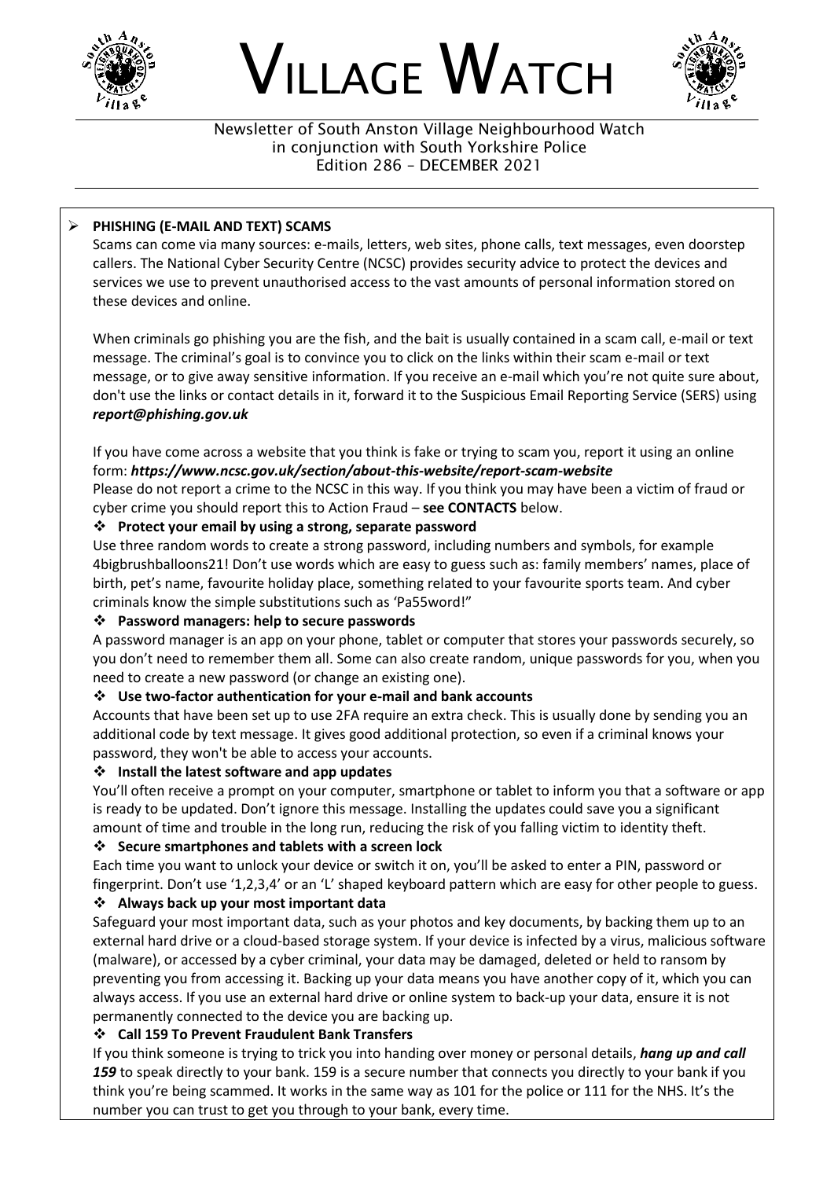# VILLAGE WATCH

Newsletter of South Anston Village Neighbourhood Watch
in conjunction with South Yorkshire Police
Edition 286 – DECEMBER 2021

## PHISHING (E-MAIL AND TEXT) SCAMS

Scams can come via many sources: e-mails, letters, web sites, phone calls, text messages, even doorstep callers. The National Cyber Security Centre (NCSC) provides security advice to protect the devices and services we use to prevent unauthorised access to the vast amounts of personal information stored on these devices and online.

When criminals go phishing you are the fish, and the bait is usually contained in a scam call, e-mail or text message. The criminal's goal is to convince you to click on the links within their scam e-mail or text message, or to give away sensitive information. If you receive an e-mail which you're not quite sure about, don't use the links or contact details in it, forward it to the Suspicious Email Reporting Service (SERS) using ***report@phishing.gov.uk***

If you have come across a website that you think is fake or trying to scam you, report it using an online form: ***https://www.ncsc.gov.uk/section/about-this-website/report-scam-website***
Please do not report a crime to the NCSC in this way. If you think you may have been a victim of fraud or cyber crime you should report this to Action Fraud – **see CONTACTS** below.

### Protect your email by using a strong, separate password

Use three random words to create a strong password, including numbers and symbols, for example 4bigbrushballoons21! Don't use words which are easy to guess such as: family members' names, place of birth, pet's name, favourite holiday place, something related to your favourite sports team. And cyber criminals know the simple substitutions such as 'Pa55word!"

### Password managers: help to secure passwords

A password manager is an app on your phone, tablet or computer that stores your passwords securely, so you don't need to remember them all. Some can also create random, unique passwords for you, when you need to create a new password (or change an existing one).

### Use two-factor authentication for your e-mail and bank accounts

Accounts that have been set up to use 2FA require an extra check. This is usually done by sending you an additional code by text message. It gives good additional protection, so even if a criminal knows your password, they won't be able to access your accounts.

### Install the latest software and app updates

You'll often receive a prompt on your computer, smartphone or tablet to inform you that a software or app is ready to be updated. Don't ignore this message. Installing the updates could save you a significant amount of time and trouble in the long run, reducing the risk of you falling victim to identity theft.

### Secure smartphones and tablets with a screen lock

Each time you want to unlock your device or switch it on, you'll be asked to enter a PIN, password or fingerprint. Don't use '1,2,3,4' or an 'L' shaped keyboard pattern which are easy for other people to guess.

### Always back up your most important data

Safeguard your most important data, such as your photos and key documents, by backing them up to an external hard drive or a cloud-based storage system. If your device is infected by a virus, malicious software (malware), or accessed by a cyber criminal, your data may be damaged, deleted or held to ransom by preventing you from accessing it. Backing up your data means you have another copy of it, which you can always access. If you use an external hard drive or online system to back-up your data, ensure it is not permanently connected to the device you are backing up.

### Call 159 To Prevent Fraudulent Bank Transfers

If you think someone is trying to trick you into handing over money or personal details, ***hang up and call 159*** to speak directly to your bank. 159 is a secure number that connects you directly to your bank if you think you're being scammed. It works in the same way as 101 for the police or 111 for the NHS. It's the number you can trust to get you through to your bank, every time.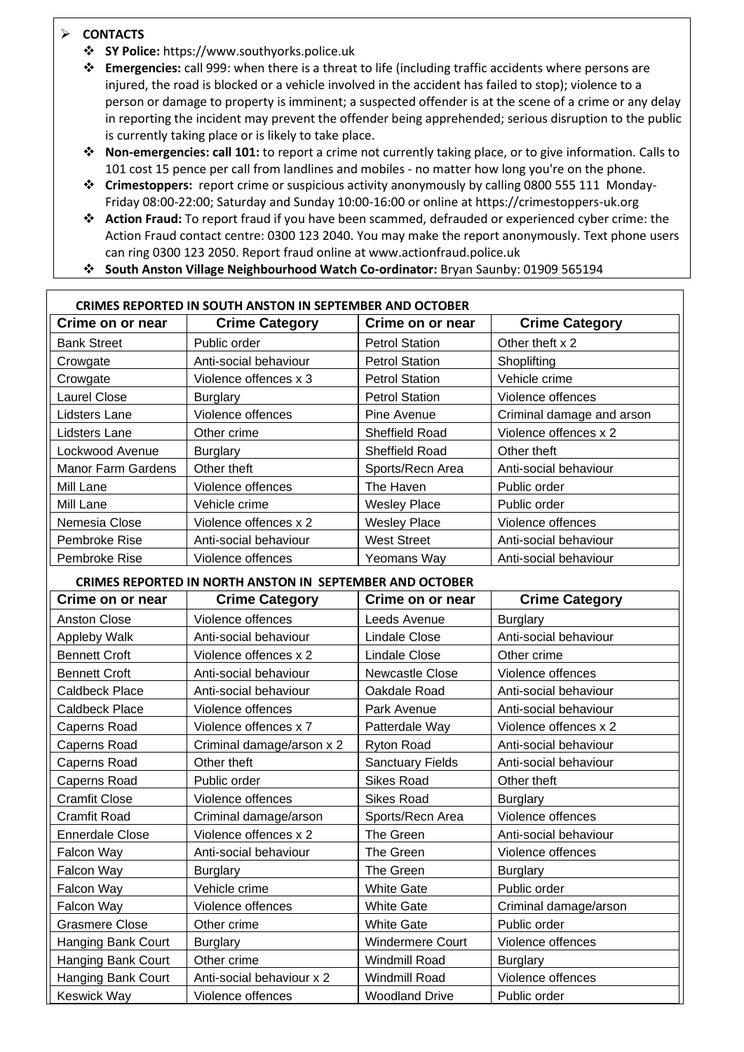- **CONTACTS**
  - **SY Police:** https://www.southyorks.police.uk
  - **Emergencies:** call 999: when there is a threat to life (including traffic accidents where persons are injured, the road is blocked or a vehicle involved in the accident has failed to stop); violence to a person or damage to property is imminent; a suspected offender is at the scene of a crime or any delay in reporting the incident may prevent the offender being apprehended; serious disruption to the public is currently taking place or is likely to take place.
  - **Non-emergencies: call 101:** to report a crime not currently taking place, or to give information. Calls to 101 cost 15 pence per call from landlines and mobiles - no matter how long you're on the phone.
  - **Crimestoppers:** report crime or suspicious activity anonymously by calling 0800 555 111 Monday-Friday 08:00-22:00; Saturday and Sunday 10:00-16:00 or online at https://crimestoppers-uk.org
  - **Action Fraud:** To report fraud if you have been scammed, defrauded or experienced cyber crime: the Action Fraud contact centre: 0300 123 2040. You may make the report anonymously. Text phone users can ring 0300 123 2050. Report fraud online at www.actionfraud.police.uk
  - **South Anston Village Neighbourhood Watch Co-ordinator:** Bryan Saunby: 01909 565194

**CRIMES REPORTED IN SOUTH ANSTON IN SEPTEMBER AND OCTOBER**

| Crime on or near | Crime Category | Crime on or near | Crime Category |
|---|---|---|---|
| Bank Street | Public order | Petrol Station | Other theft x 2 |
| Crowgate | Anti-social behaviour | Petrol Station | Shoplifting |
| Crowgate | Violence offences x 3 | Petrol Station | Vehicle crime |
| Laurel Close | Burglary | Petrol Station | Violence offences |
| Lidsters Lane | Violence offences | Pine Avenue | Criminal damage and arson |
| Lidsters Lane | Other crime | Sheffield Road | Violence offences x 2 |
| Lockwood Avenue | Burglary | Sheffield Road | Other theft |
| Manor Farm Gardens | Other theft | Sports/Recn Area | Anti-social behaviour |
| Mill Lane | Violence offences | The Haven | Public order |
| Mill Lane | Vehicle crime | Wesley Place | Public order |
| Nemesia Close | Violence offences x 2 | Wesley Place | Violence offences |
| Pembroke Rise | Anti-social behaviour | West Street | Anti-social behaviour |
| Pembroke Rise | Violence offences | Yeomans Way | Anti-social behaviour |

**CRIMES REPORTED IN NORTH ANSTON IN SEPTEMBER AND OCTOBER**

| Crime on or near | Crime Category | Crime on or near | Crime Category |
|---|---|---|---|
| Anston Close | Violence offences | Leeds Avenue | Burglary |
| Appleby Walk | Anti-social behaviour | Lindale Close | Anti-social behaviour |
| Bennett Croft | Violence offences x 2 | Lindale Close | Other crime |
| Bennett Croft | Anti-social behaviour | Newcastle Close | Violence offences |
| Caldbeck Place | Anti-social behaviour | Oakdale Road | Anti-social behaviour |
| Caldbeck Place | Violence offences | Park Avenue | Anti-social behaviour |
| Caperns Road | Violence offences x 7 | Patterdale Way | Violence offences x 2 |
| Caperns Road | Criminal damage/arson x 2 | Ryton Road | Anti-social behaviour |
| Caperns Road | Other theft | Sanctuary Fields | Anti-social behaviour |
| Caperns Road | Public order | Sikes Road | Other theft |
| Cramfit Close | Violence offences | Sikes Road | Burglary |
| Cramfit Road | Criminal damage/arson | Sports/Recn Area | Violence offences |
| Ennerdale Close | Violence offences x 2 | The Green | Anti-social behaviour |
| Falcon Way | Anti-social behaviour | The Green | Violence offences |
| Falcon Way | Burglary | The Green | Burglary |
| Falcon Way | Vehicle crime | White Gate | Public order |
| Falcon Way | Violence offences | White Gate | Criminal damage/arson |
| Grasmere Close | Other crime | White Gate | Public order |
| Hanging Bank Court | Burglary | Windermere Court | Violence offences |
| Hanging Bank Court | Other crime | Windmill Road | Burglary |
| Hanging Bank Court | Anti-social behaviour x 2 | Windmill Road | Violence offences |
| Keswick Way | Violence offences | Woodland Drive | Public order |